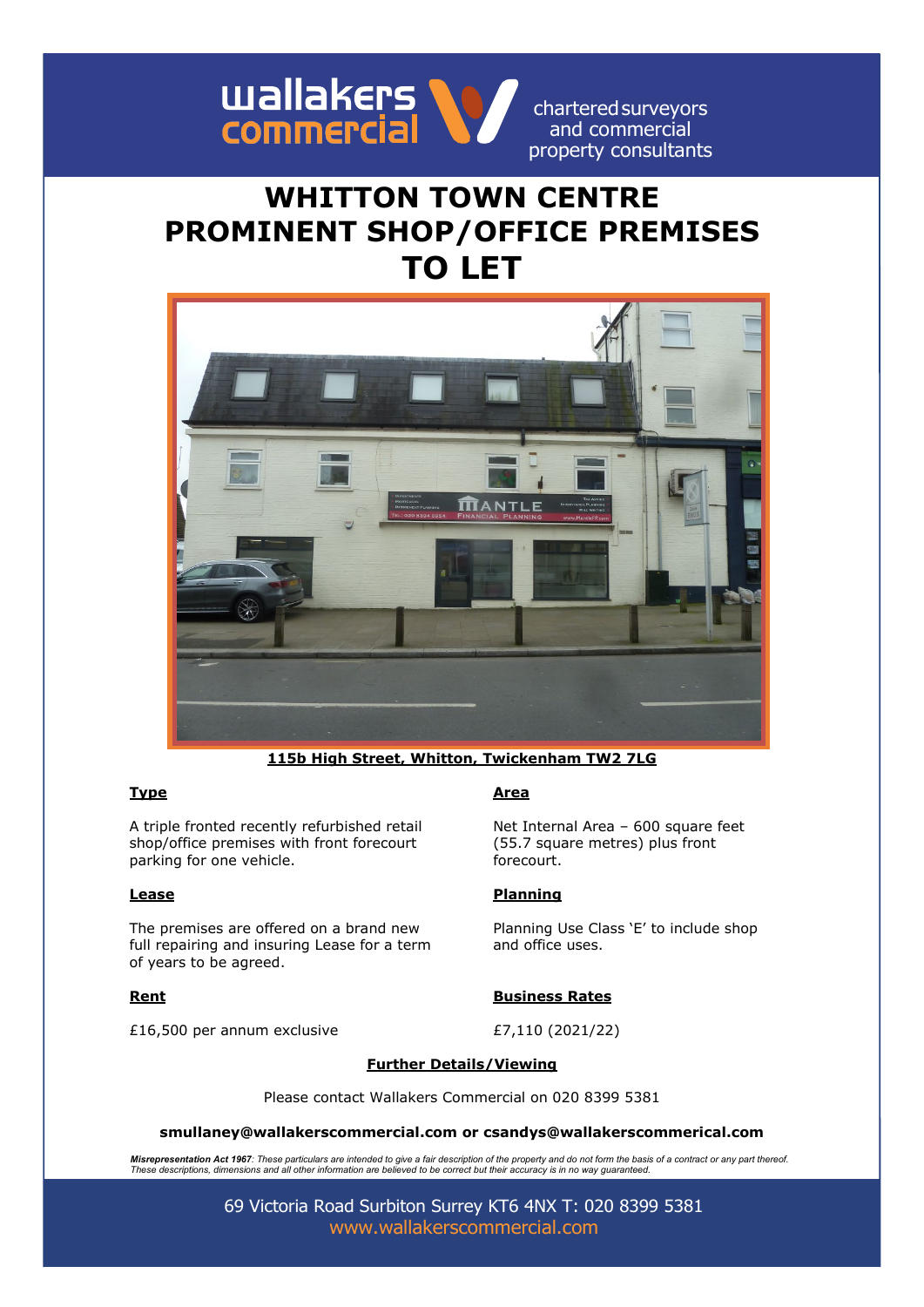wallakers commercial

chartered surveyors and commercial property consultants

# WHITTON TOWN CENTRE PROMINENT SHOP/OFFICE PREMISES TO LET

**115b High Street, Whitton, Twickenham TW2 7LG**

## Type

A triple fronted recently refurbished retail shop/office premises with front forecourt parking for one vehicle.

## Area

Net Internal Area – 600 square feet (55.7 square metres) plus front forecourt.

## Lease

The premises are offered on a brand new full repairing and insuring Lease for a term of years to be agreed.

## Planning

Planning Use Class 'E' to include shop and office uses.

## Rent

£16,500 per annum exclusive

## Business Rates

£7,110 (2021/22)

## Further Details/Viewing

Please contact Wallakers Commercial on 020 8399 5381

**smullaney@wallakerscommercial.com or csandys@wallakerscommerical.com**

***Misrepresentation Act 1967**: These particulars are intended to give a fair description of the property and do not form the basis of a contract or any part thereof. These descriptions, dimensions and all other information are believed to be correct but their accuracy is in no way guaranteed.*

69 Victoria Road Surbiton Surrey KT6 4NX T: 020 8399 5381
www.wallakerscommercial.com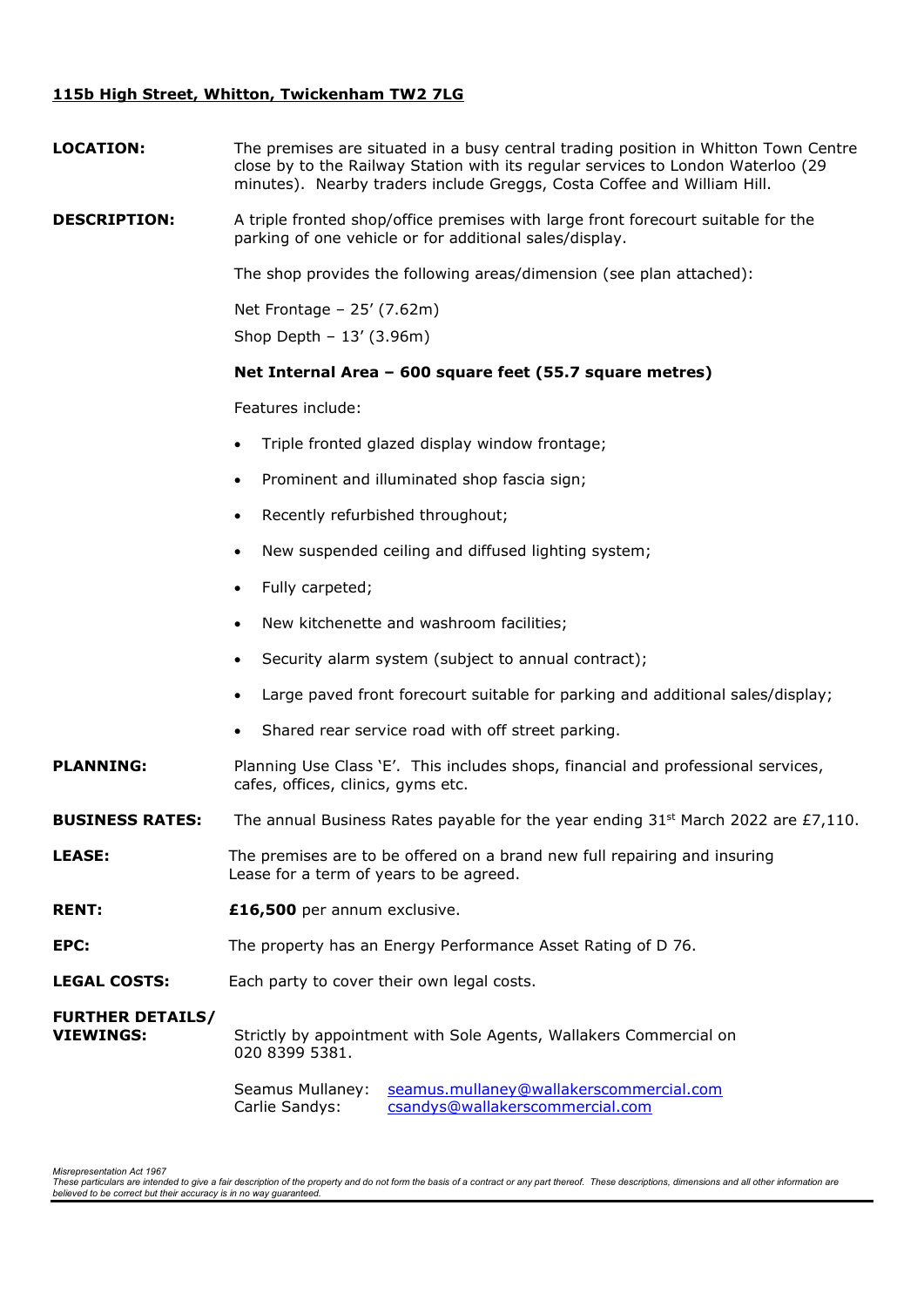## 115b High Street, Whitton, Twickenham TW2 7LG

**LOCATION:** The premises are situated in a busy central trading position in Whitton Town Centre close by to the Railway Station with its regular services to London Waterloo (29 minutes). Nearby traders include Greggs, Costa Coffee and William Hill.

**DESCRIPTION:** A triple fronted shop/office premises with large front forecourt suitable for the parking of one vehicle or for additional sales/display.

The shop provides the following areas/dimension (see plan attached):

Net Frontage – 25' (7.62m)

Shop Depth – 13' (3.96m)

**Net Internal Area – 600 square feet (55.7 square metres)**

Features include:

- Triple fronted glazed display window frontage;
- Prominent and illuminated shop fascia sign;
- Recently refurbished throughout;
- New suspended ceiling and diffused lighting system;
- Fully carpeted;
- New kitchenette and washroom facilities;
- Security alarm system (subject to annual contract);
- Large paved front forecourt suitable for parking and additional sales/display;
- Shared rear service road with off street parking.

**PLANNING:** Planning Use Class 'E'. This includes shops, financial and professional services, cafes, offices, clinics, gyms etc.

**BUSINESS RATES:** The annual Business Rates payable for the year ending 31st March 2022 are £7,110.

**LEASE:** The premises are to be offered on a brand new full repairing and insuring Lease for a term of years to be agreed.

**RENT:** **£16,500** per annum exclusive.

**EPC:** The property has an Energy Performance Asset Rating of D 76.

**LEGAL COSTS:** Each party to cover their own legal costs.

**FURTHER DETAILS/ VIEWINGS:** Strictly by appointment with Sole Agents, Wallakers Commercial on 020 8399 5381.

Seamus Mullaney: seamus.mullaney@wallakerscommercial.com
Carlie Sandys: csandys@wallakerscommercial.com

*Misrepresentation Act 1967*
*These particulars are intended to give a fair description of the property and do not form the basis of a contract or any part thereof. These descriptions, dimensions and all other information are believed to be correct but their accuracy is in no way guaranteed.*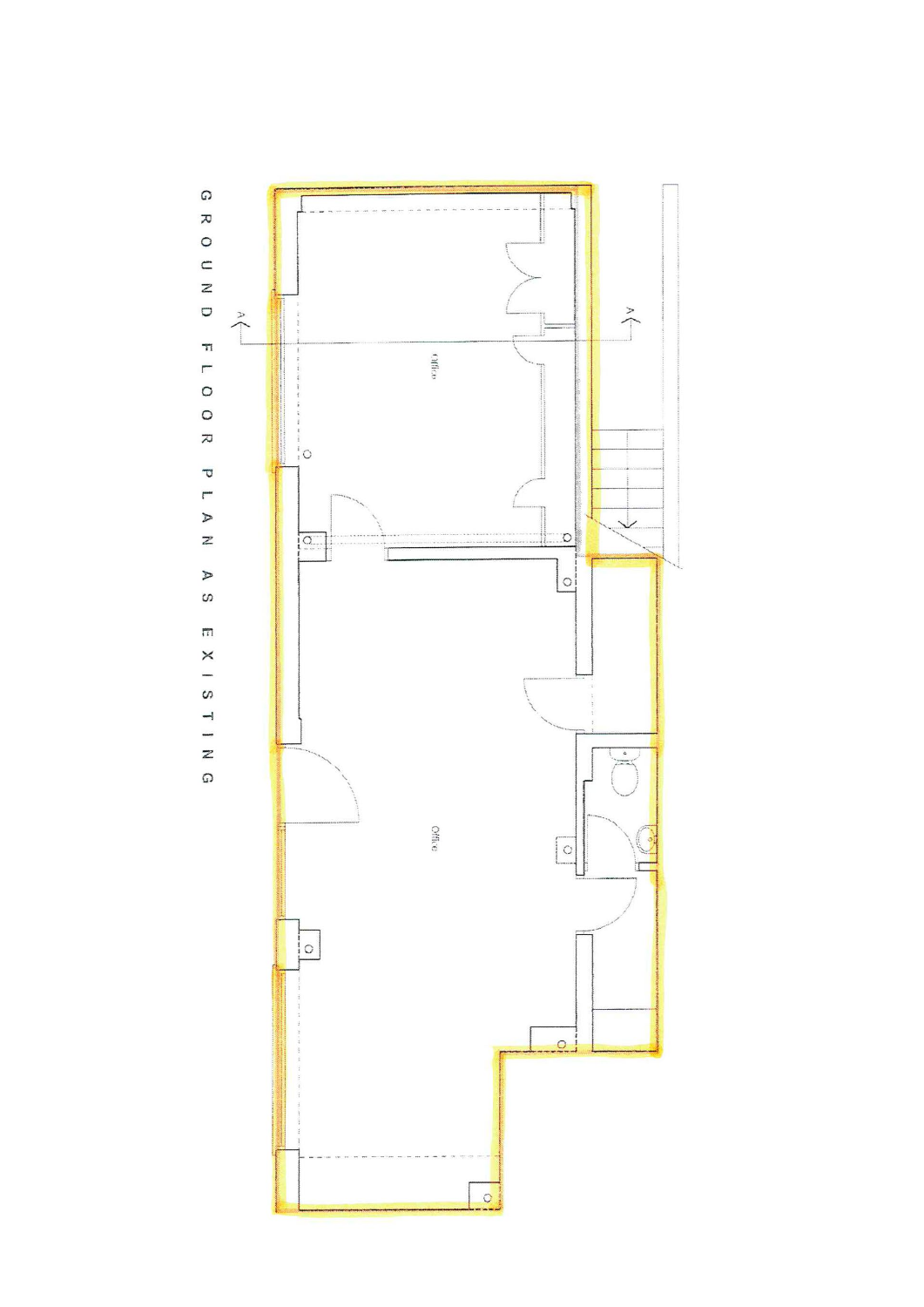GROUND FLOOR PLAN AS EXISTING

A

A

Office

Office